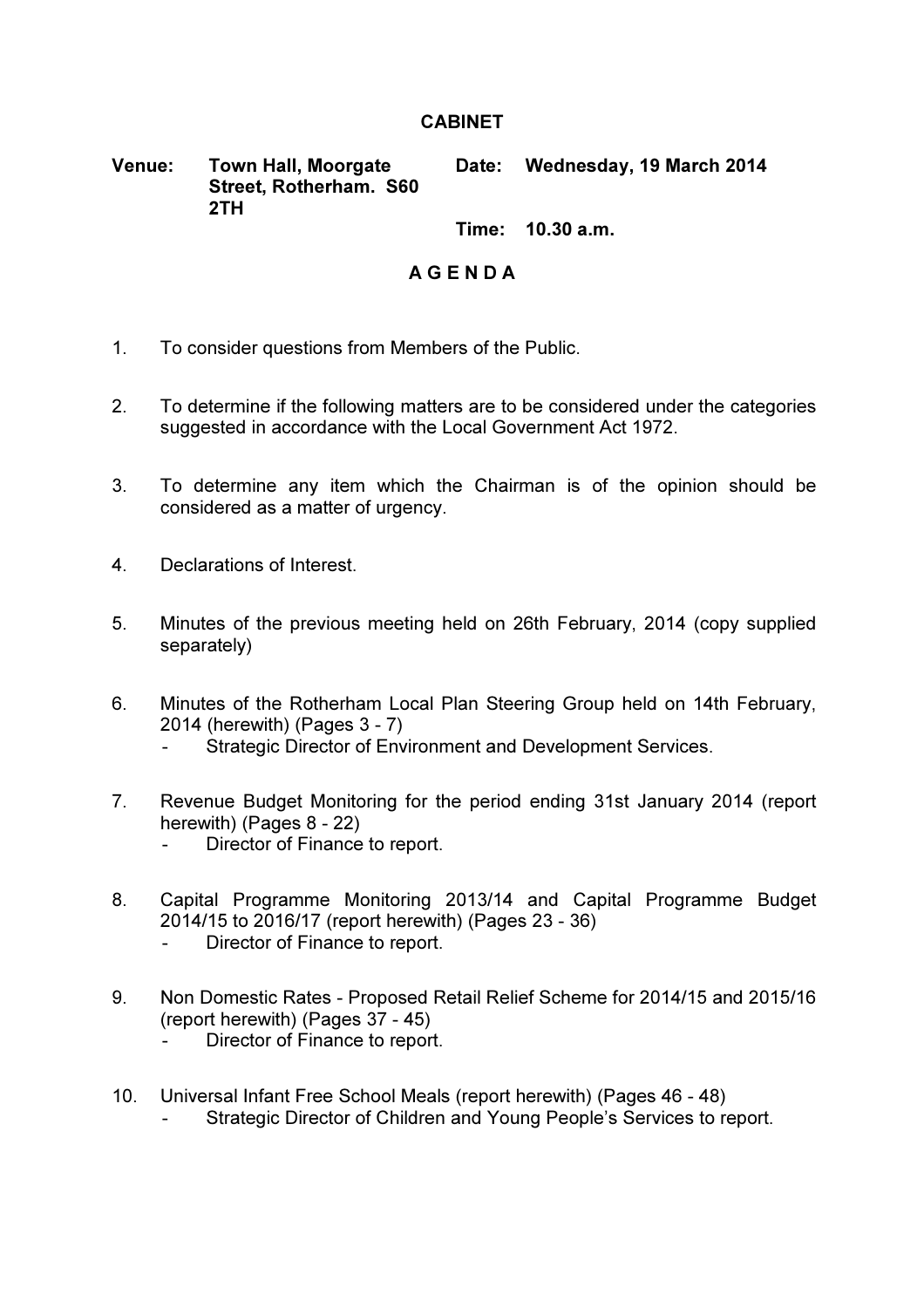# CABINET

**Venue:** Town Hall, Moorgate Street, Rotherham. S60 2TH

**Date:** Wednesday, 19 March 2014

**Time:** 10.30 a.m.

## A G E N D A

1. To consider questions from Members of the Public.

2. To determine if the following matters are to be considered under the categories suggested in accordance with the Local Government Act 1972.

3. To determine any item which the Chairman is of the opinion should be considered as a matter of urgency.

4. Declarations of Interest.

5. Minutes of the previous meeting held on 26th February, 2014 (copy supplied separately)

6. Minutes of the Rotherham Local Plan Steering Group held on 14th February, 2014 (herewith) (Pages 3 - 7)
   - Strategic Director of Environment and Development Services.

7. Revenue Budget Monitoring for the period ending 31st January 2014 (report herewith) (Pages 8 - 22)
   - Director of Finance to report.

8. Capital Programme Monitoring 2013/14 and Capital Programme Budget 2014/15 to 2016/17 (report herewith) (Pages 23 - 36)
   - Director of Finance to report.

9. Non Domestic Rates - Proposed Retail Relief Scheme for 2014/15 and 2015/16 (report herewith) (Pages 37 - 45)
   - Director of Finance to report.

10. Universal Infant Free School Meals (report herewith) (Pages 46 - 48)
    - Strategic Director of Children and Young People's Services to report.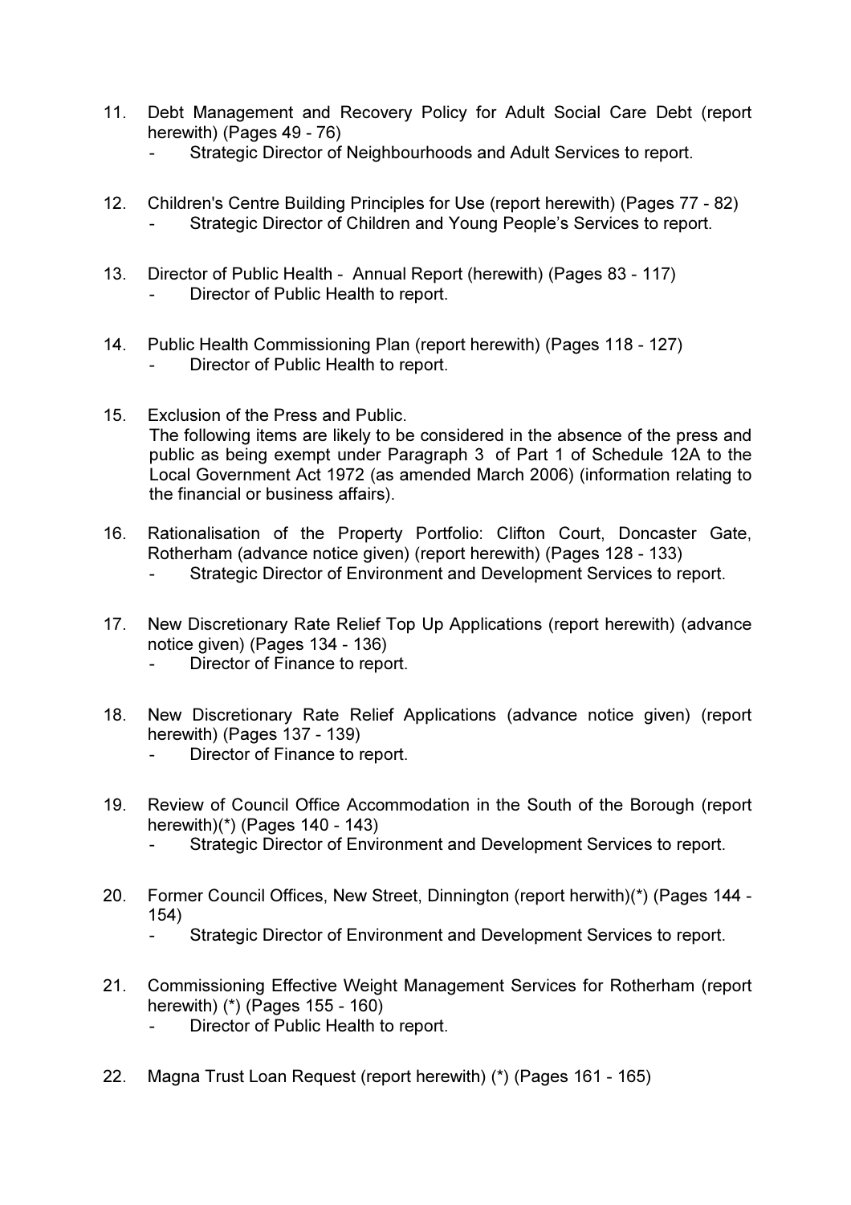11. Debt Management and Recovery Policy for Adult Social Care Debt (report herewith) (Pages 49 - 76)
    - Strategic Director of Neighbourhoods and Adult Services to report.

12. Children's Centre Building Principles for Use (report herewith) (Pages 77 - 82)
    - Strategic Director of Children and Young People's Services to report.

13. Director of Public Health - Annual Report (herewith) (Pages 83 - 117)
    - Director of Public Health to report.

14. Public Health Commissioning Plan (report herewith) (Pages 118 - 127)
    - Director of Public Health to report.

15. Exclusion of the Press and Public.
    The following items are likely to be considered in the absence of the press and public as being exempt under Paragraph 3 of Part 1 of Schedule 12A to the Local Government Act 1972 (as amended March 2006) (information relating to the financial or business affairs).

16. Rationalisation of the Property Portfolio: Clifton Court, Doncaster Gate, Rotherham (advance notice given) (report herewith) (Pages 128 - 133)
    - Strategic Director of Environment and Development Services to report.

17. New Discretionary Rate Relief Top Up Applications (report herewith) (advance notice given) (Pages 134 - 136)
    - Director of Finance to report.

18. New Discretionary Rate Relief Applications (advance notice given) (report herewith) (Pages 137 - 139)
    - Director of Finance to report.

19. Review of Council Office Accommodation in the South of the Borough (report herewith)(*) (Pages 140 - 143)
    - Strategic Director of Environment and Development Services to report.

20. Former Council Offices, New Street, Dinnington (report herwith)(*) (Pages 144 - 154)
    - Strategic Director of Environment and Development Services to report.

21. Commissioning Effective Weight Management Services for Rotherham (report herewith) (*) (Pages 155 - 160)
    - Director of Public Health to report.

22. Magna Trust Loan Request (report herewith) (*) (Pages 161 - 165)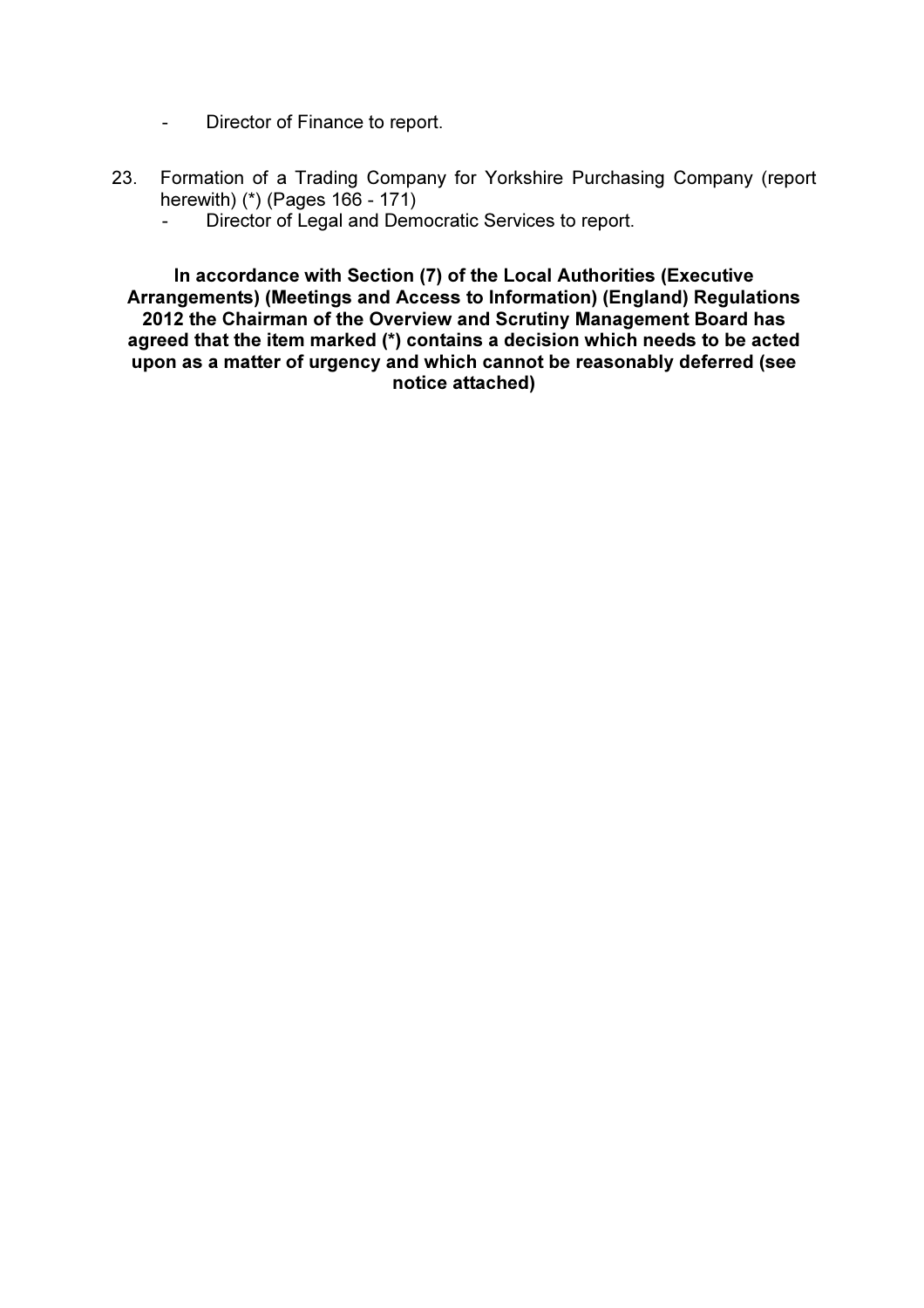- Director of Finance to report.

23. Formation of a Trading Company for Yorkshire Purchasing Company (report herewith) (*) (Pages 166 - 171)
    - Director of Legal and Democratic Services to report.

**In accordance with Section (7) of the Local Authorities (Executive Arrangements) (Meetings and Access to Information) (England) Regulations 2012 the Chairman of the Overview and Scrutiny Management Board has agreed that the item marked (*) contains a decision which needs to be acted upon as a matter of urgency and which cannot be reasonably deferred (see notice attached)**